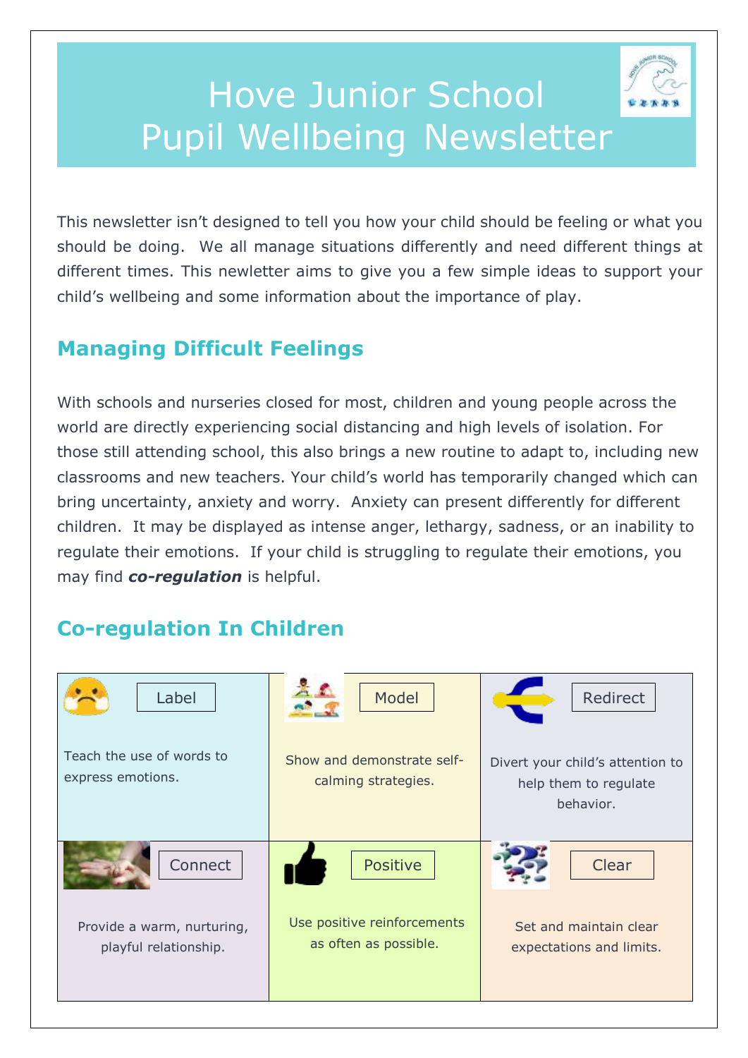# Hove Junior School Pupil Wellbeing Newsletter

This newsletter isn't designed to tell you how your child should be feeling or what you should be doing. We all manage situations differently and need different things at different times. This newletter aims to give you a few simple ideas to support your child's wellbeing and some information about the importance of play.

## Managing Difficult Feelings

With schools and nurseries closed for most, children and young people across the world are directly experiencing social distancing and high levels of isolation. For those still attending school, this also brings a new routine to adapt to, including new classrooms and new teachers. Your child's world has temporarily changed which can bring uncertainty, anxiety and worry. Anxiety can present differently for different children. It may be displayed as intense anger, lethargy, sadness, or an inability to regulate their emotions. If your child is struggling to regulate their emotions, you may find ***co-regulation*** is helpful.

## Co-regulation In Children

| Label | Model | Redirect |
|---|---|---|
| Teach the use of words to express emotions. | Show and demonstrate self-calming strategies. | Divert your child's attention to help them to regulate behavior. |
| **Connect** | **Positive** | **Clear** |
| Provide a warm, nurturing, playful relationship. | Use positive reinforcements as often as possible. | Set and maintain clear expectations and limits. |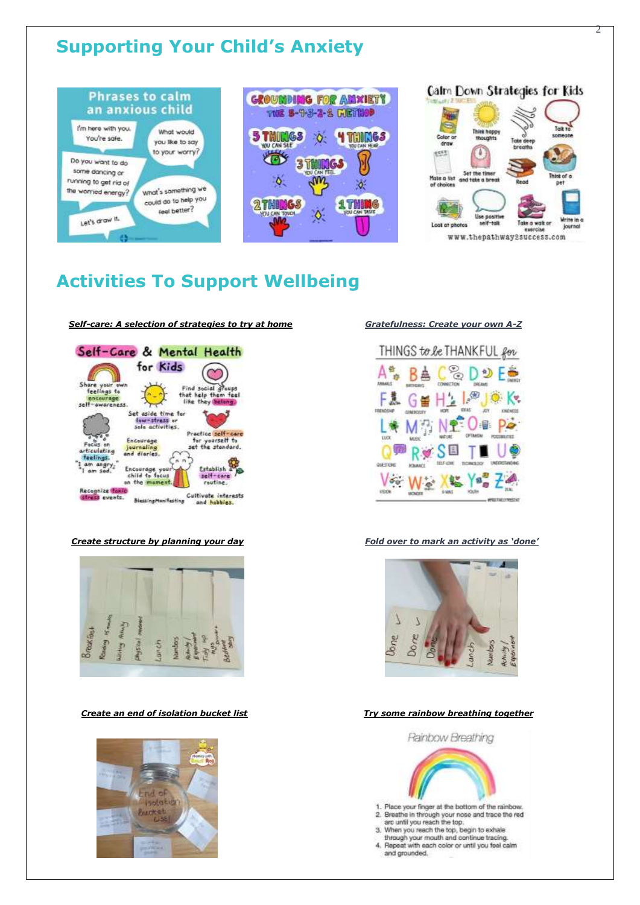# Supporting Your Child's Anxiety

## Activities To Support Wellbeing

***Self-care: A selection of strategies to try at home***

***Gratefulness: Create your own A-Z***

***Create structure by planning your day***

***Fold over to mark an activity as 'done'***

***Create an end of isolation bucket list***

***Try some rainbow breathing together***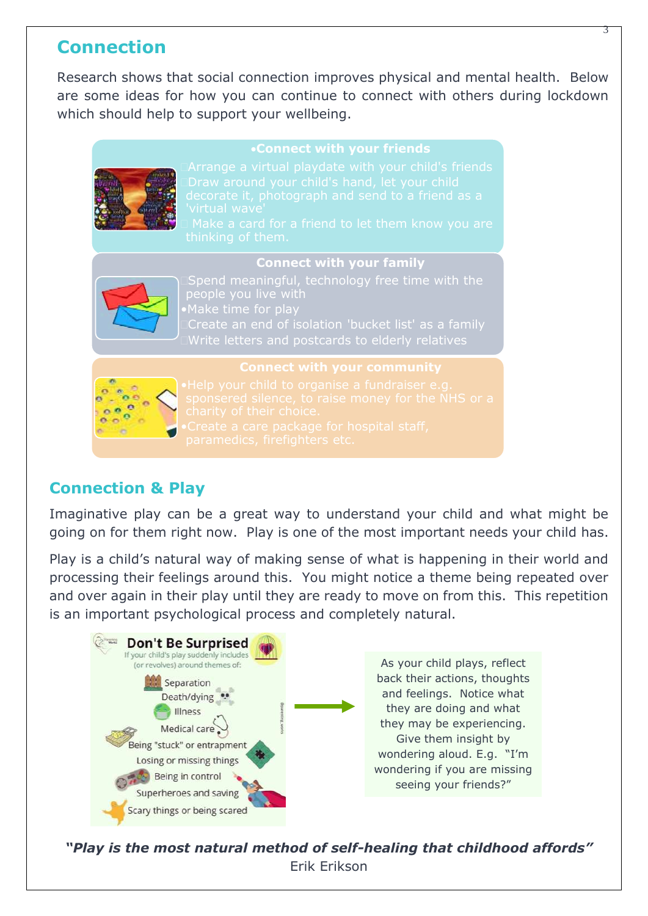## Connection

Research shows that social connection improves physical and mental health. Below are some ideas for how you can continue to connect with others during lockdown which should help to support your wellbeing.

**Connect with your friends**

- Arrange a virtual playdate with your child's friends
- Draw around your child's hand, let your child decorate it, photograph and send to a friend as a 'virtual wave'
- Make a card for a friend to let them know you are thinking of them.

**Connect with your family**

- Spend meaningful, technology free time with the people you live with
- Make time for play
- Create an end of isolation 'bucket list' as a family
- Write letters and postcards to elderly relatives

**Connect with your community**

- Help your child to organise a fundraiser e.g. sponsered silence, to raise money for the NHS or a charity of their choice.
- Create a care package for hospital staff, paramedics, firefighters etc.

## Connection & Play

Imaginative play can be a great way to understand your child and what might be going on for them right now. Play is one of the most important needs your child has.

Play is a child's natural way of making sense of what is happening in their world and processing their feelings around this. You might notice a theme being repeated over and over again in their play until they are ready to move on from this. This repetition is an important psychological process and completely natural.

**Don't Be Surprised**
If your child's play suddenly includes (or revolves) around themes of:

- Separation
- Death/dying
- Illness
- Medical care
- Being "stuck" or entrapment
- Losing or missing things
- Being in control
- Superheroes and saving
- Scary things or being scared

As your child plays, reflect back their actions, thoughts and feelings. Notice what they are doing and what they may be experiencing. Give them insight by wondering aloud. E.g. "I'm wondering if you are missing seeing your friends?"

***"Play is the most natural method of self-healing that childhood affords"***
Erik Erikson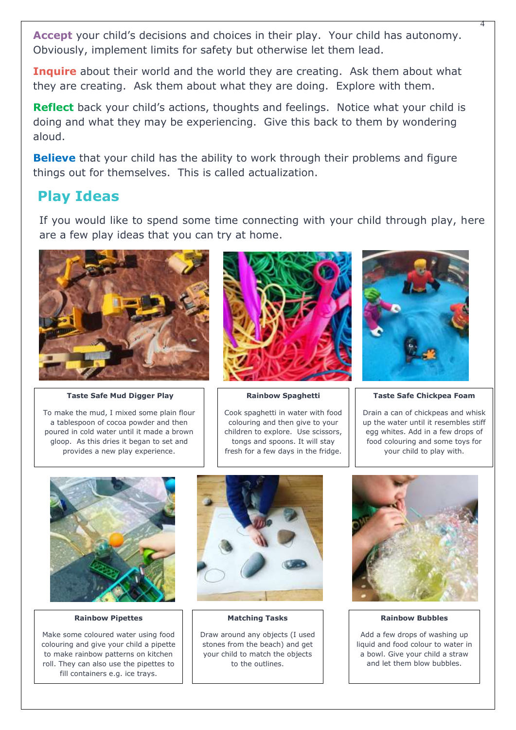**Accept** your child's decisions and choices in their play. Your child has autonomy. Obviously, implement limits for safety but otherwise let them lead.

**Inquire** about their world and the world they are creating. Ask them about what they are creating. Ask them about what they are doing. Explore with them.

**Reflect** back your child's actions, thoughts and feelings. Notice what your child is doing and what they may be experiencing. Give this back to them by wondering aloud.

**Believe** that your child has the ability to work through their problems and figure things out for themselves. This is called actualization.

## Play Ideas

If you would like to spend some time connecting with your child through play, here are a few play ideas that you can try at home.

**Taste Safe Mud Digger Play**

To make the mud, I mixed some plain flour a tablespoon of cocoa powder and then poured in cold water until it made a brown gloop. As this dries it began to set and provides a new play experience.

**Rainbow Spaghetti**

Cook spaghetti in water with food colouring and then give to your children to explore. Use scissors, tongs and spoons. It will stay fresh for a few days in the fridge.

**Taste Safe Chickpea Foam**

Drain a can of chickpeas and whisk up the water until it resembles stiff egg whites. Add in a few drops of food colouring and some toys for your child to play with.

**Rainbow Pipettes**

Make some coloured water using food colouring and give your child a pipette to make rainbow patterns on kitchen roll. They can also use the pipettes to fill containers e.g. ice trays.

**Matching Tasks**

Draw around any objects (I used stones from the beach) and get your child to match the objects to the outlines.

**Rainbow Bubbles**

Add a few drops of washing up liquid and food colour to water in a bowl. Give your child a straw and let them blow bubbles.